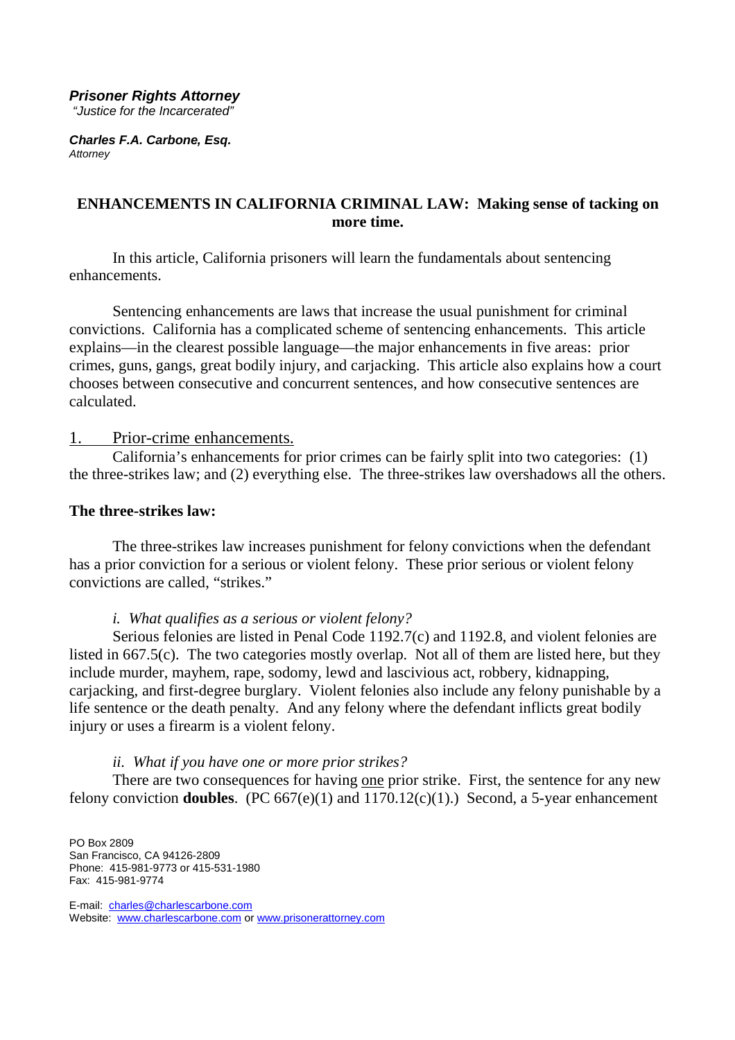***Prisoner Rights Attorney***
*"Justice for the Incarcerated"*

***Charles F.A. Carbone, Esq.***
*Attorney*

## ENHANCEMENTS IN CALIFORNIA CRIMINAL LAW: Making sense of tacking on more time.

In this article, California prisoners will learn the fundamentals about sentencing enhancements.

Sentencing enhancements are laws that increase the usual punishment for criminal convictions. California has a complicated scheme of sentencing enhancements. This article explains—in the clearest possible language—the major enhancements in five areas: prior crimes, guns, gangs, great bodily injury, and carjacking. This article also explains how a court chooses between consecutive and concurrent sentences, and how consecutive sentences are calculated.

### 1. Prior-crime enhancements.

California's enhancements for prior crimes can be fairly split into two categories: (1) the three-strikes law; and (2) everything else. The three-strikes law overshadows all the others.

**The three-strikes law:**

The three-strikes law increases punishment for felony convictions when the defendant has a prior conviction for a serious or violent felony. These prior serious or violent felony convictions are called, "strikes."

*i. What qualifies as a serious or violent felony?*

Serious felonies are listed in Penal Code 1192.7(c) and 1192.8, and violent felonies are listed in 667.5(c). The two categories mostly overlap. Not all of them are listed here, but they include murder, mayhem, rape, sodomy, lewd and lascivious act, robbery, kidnapping, carjacking, and first-degree burglary. Violent felonies also include any felony punishable by a life sentence or the death penalty. And any felony where the defendant inflicts great bodily injury or uses a firearm is a violent felony.

*ii. What if you have one or more prior strikes?*

There are two consequences for having one prior strike. First, the sentence for any new felony conviction **doubles**. (PC 667(e)(1) and 1170.12(c)(1).) Second, a 5-year enhancement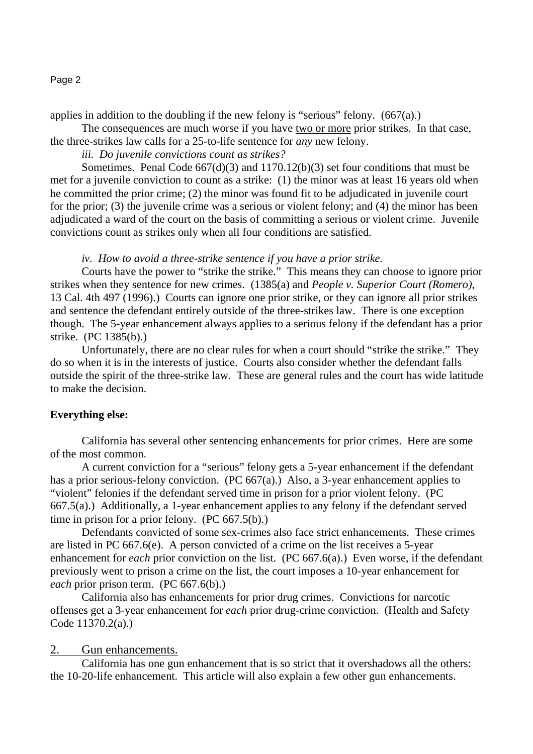applies in addition to the doubling if the new felony is "serious" felony. (667(a).)

The consequences are much worse if you have two or more prior strikes. In that case, the three-strikes law calls for a 25-to-life sentence for *any* new felony.

*iii. Do juvenile convictions count as strikes?*

Sometimes. Penal Code 667(d)(3) and 1170.12(b)(3) set four conditions that must be met for a juvenile conviction to count as a strike: (1) the minor was at least 16 years old when he committed the prior crime; (2) the minor was found fit to be adjudicated in juvenile court for the prior; (3) the juvenile crime was a serious or violent felony; and (4) the minor has been adjudicated a ward of the court on the basis of committing a serious or violent crime. Juvenile convictions count as strikes only when all four conditions are satisfied.

*iv. How to avoid a three-strike sentence if you have a prior strike.*

Courts have the power to "strike the strike." This means they can choose to ignore prior strikes when they sentence for new crimes. (1385(a) and *People v. Superior Court (Romero)*, 13 Cal. 4th 497 (1996).) Courts can ignore one prior strike, or they can ignore all prior strikes and sentence the defendant entirely outside of the three-strikes law. There is one exception though. The 5-year enhancement always applies to a serious felony if the defendant has a prior strike. (PC 1385(b).)

Unfortunately, there are no clear rules for when a court should "strike the strike." They do so when it is in the interests of justice. Courts also consider whether the defendant falls outside the spirit of the three-strike law. These are general rules and the court has wide latitude to make the decision.

**Everything else:**

California has several other sentencing enhancements for prior crimes. Here are some of the most common.

A current conviction for a "serious" felony gets a 5-year enhancement if the defendant has a prior serious-felony conviction. (PC 667(a).) Also, a 3-year enhancement applies to "violent" felonies if the defendant served time in prison for a prior violent felony. (PC 667.5(a).) Additionally, a 1-year enhancement applies to any felony if the defendant served time in prison for a prior felony. (PC 667.5(b).)

Defendants convicted of some sex-crimes also face strict enhancements. These crimes are listed in PC 667.6(e). A person convicted of a crime on the list receives a 5-year enhancement for *each* prior conviction on the list. (PC 667.6(a).) Even worse, if the defendant previously went to prison a crime on the list, the court imposes a 10-year enhancement for *each* prior prison term. (PC 667.6(b).)

California also has enhancements for prior drug crimes. Convictions for narcotic offenses get a 3-year enhancement for *each* prior drug-crime conviction. (Health and Safety Code 11370.2(a).)

## 2. Gun enhancements.

California has one gun enhancement that is so strict that it overshadows all the others: the 10-20-life enhancement. This article will also explain a few other gun enhancements.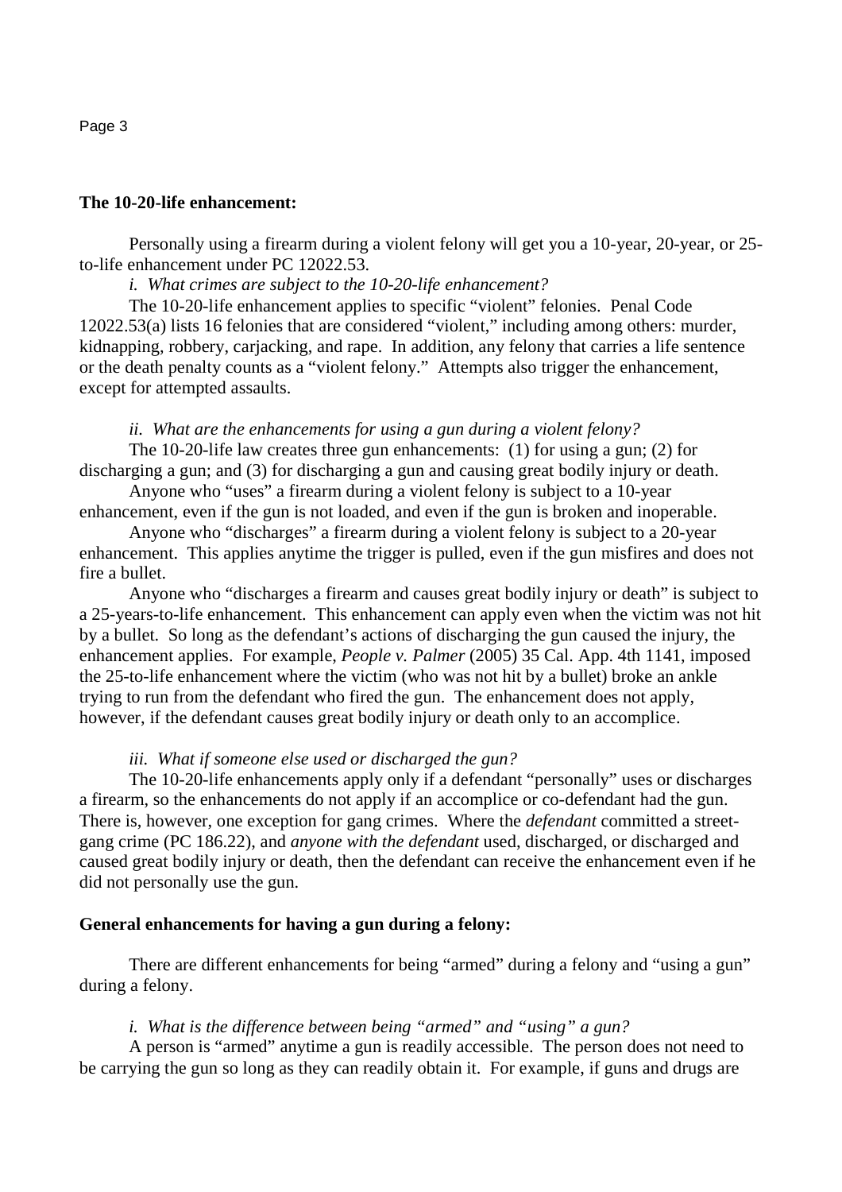**The 10-20-life enhancement:**

Personally using a firearm during a violent felony will get you a 10-year, 20-year, or 25-to-life enhancement under PC 12022.53.

*i. What crimes are subject to the 10-20-life enhancement?*

The 10-20-life enhancement applies to specific "violent" felonies. Penal Code 12022.53(a) lists 16 felonies that are considered "violent," including among others: murder, kidnapping, robbery, carjacking, and rape. In addition, any felony that carries a life sentence or the death penalty counts as a "violent felony." Attempts also trigger the enhancement, except for attempted assaults.

*ii. What are the enhancements for using a gun during a violent felony?*

The 10-20-life law creates three gun enhancements: (1) for using a gun; (2) for discharging a gun; and (3) for discharging a gun and causing great bodily injury or death.

Anyone who "uses" a firearm during a violent felony is subject to a 10-year enhancement, even if the gun is not loaded, and even if the gun is broken and inoperable.

Anyone who "discharges" a firearm during a violent felony is subject to a 20-year enhancement. This applies anytime the trigger is pulled, even if the gun misfires and does not fire a bullet.

Anyone who "discharges a firearm and causes great bodily injury or death" is subject to a 25-years-to-life enhancement. This enhancement can apply even when the victim was not hit by a bullet. So long as the defendant's actions of discharging the gun caused the injury, the enhancement applies. For example, *People v. Palmer* (2005) 35 Cal. App. 4th 1141, imposed the 25-to-life enhancement where the victim (who was not hit by a bullet) broke an ankle trying to run from the defendant who fired the gun. The enhancement does not apply, however, if the defendant causes great bodily injury or death only to an accomplice.

*iii. What if someone else used or discharged the gun?*

The 10-20-life enhancements apply only if a defendant "personally" uses or discharges a firearm, so the enhancements do not apply if an accomplice or co-defendant had the gun. There is, however, one exception for gang crimes. Where the *defendant* committed a street-gang crime (PC 186.22), and *anyone with the defendant* used, discharged, or discharged and caused great bodily injury or death, then the defendant can receive the enhancement even if he did not personally use the gun.

**General enhancements for having a gun during a felony:**

There are different enhancements for being "armed" during a felony and "using a gun" during a felony.

*i. What is the difference between being "armed" and "using" a gun?*

A person is "armed" anytime a gun is readily accessible. The person does not need to be carrying the gun so long as they can readily obtain it. For example, if guns and drugs are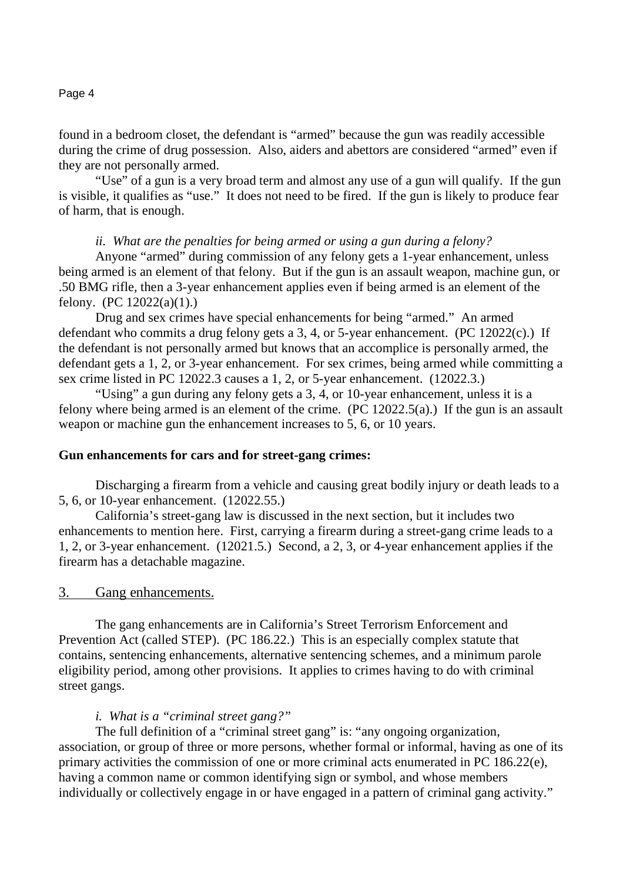found in a bedroom closet, the defendant is "armed" because the gun was readily accessible during the crime of drug possession. Also, aiders and abettors are considered "armed" even if they are not personally armed.

"Use" of a gun is a very broad term and almost any use of a gun will qualify. If the gun is visible, it qualifies as "use." It does not need to be fired. If the gun is likely to produce fear of harm, that is enough.

*ii. What are the penalties for being armed or using a gun during a felony?*

Anyone "armed" during commission of any felony gets a 1-year enhancement, unless being armed is an element of that felony. But if the gun is an assault weapon, machine gun, or .50 BMG rifle, then a 3-year enhancement applies even if being armed is an element of the felony. (PC 12022(a)(1).)

Drug and sex crimes have special enhancements for being "armed." An armed defendant who commits a drug felony gets a 3, 4, or 5-year enhancement. (PC 12022(c).) If the defendant is not personally armed but knows that an accomplice is personally armed, the defendant gets a 1, 2, or 3-year enhancement. For sex crimes, being armed while committing a sex crime listed in PC 12022.3 causes a 1, 2, or 5-year enhancement. (12022.3.)

"Using" a gun during any felony gets a 3, 4, or 10-year enhancement, unless it is a felony where being armed is an element of the crime. (PC 12022.5(a).) If the gun is an assault weapon or machine gun the enhancement increases to 5, 6, or 10 years.

**Gun enhancements for cars and for street-gang crimes:**

Discharging a firearm from a vehicle and causing great bodily injury or death leads to a 5, 6, or 10-year enhancement. (12022.55.)

California's street-gang law is discussed in the next section, but it includes two enhancements to mention here. First, carrying a firearm during a street-gang crime leads to a 1, 2, or 3-year enhancement. (12021.5.) Second, a 2, 3, or 4-year enhancement applies if the firearm has a detachable magazine.

## 3. Gang enhancements.

The gang enhancements are in California's Street Terrorism Enforcement and Prevention Act (called STEP). (PC 186.22.) This is an especially complex statute that contains, sentencing enhancements, alternative sentencing schemes, and a minimum parole eligibility period, among other provisions. It applies to crimes having to do with criminal street gangs.

*i. What is a "criminal street gang?"*

The full definition of a "criminal street gang" is: "any ongoing organization, association, or group of three or more persons, whether formal or informal, having as one of its primary activities the commission of one or more criminal acts enumerated in PC 186.22(e), having a common name or common identifying sign or symbol, and whose members individually or collectively engage in or have engaged in a pattern of criminal gang activity."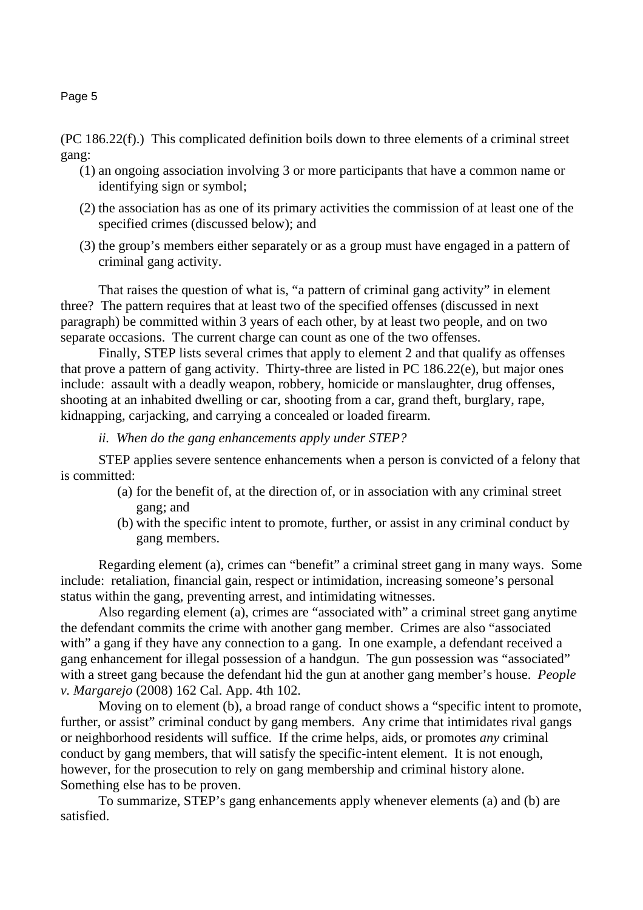(PC 186.22(f).) This complicated definition boils down to three elements of a criminal street gang:

1. an ongoing association involving 3 or more participants that have a common name or identifying sign or symbol;
2. the association has as one of its primary activities the commission of at least one of the specified crimes (discussed below); and
3. the group's members either separately or as a group must have engaged in a pattern of criminal gang activity.

That raises the question of what is, "a pattern of criminal gang activity" in element three? The pattern requires that at least two of the specified offenses (discussed in next paragraph) be committed within 3 years of each other, by at least two people, and on two separate occasions. The current charge can count as one of the two offenses.

Finally, STEP lists several crimes that apply to element 2 and that qualify as offenses that prove a pattern of gang activity. Thirty-three are listed in PC 186.22(e), but major ones include: assault with a deadly weapon, robbery, homicide or manslaughter, drug offenses, shooting at an inhabited dwelling or car, shooting from a car, grand theft, burglary, rape, kidnapping, carjacking, and carrying a concealed or loaded firearm.

*ii. When do the gang enhancements apply under STEP?*

STEP applies severe sentence enhancements when a person is convicted of a felony that is committed:

(a) for the benefit of, at the direction of, or in association with any criminal street gang; and

(b) with the specific intent to promote, further, or assist in any criminal conduct by gang members.

Regarding element (a), crimes can "benefit" a criminal street gang in many ways. Some include: retaliation, financial gain, respect or intimidation, increasing someone's personal status within the gang, preventing arrest, and intimidating witnesses.

Also regarding element (a), crimes are "associated with" a criminal street gang anytime the defendant commits the crime with another gang member. Crimes are also "associated with" a gang if they have any connection to a gang. In one example, a defendant received a gang enhancement for illegal possession of a handgun. The gun possession was "associated" with a street gang because the defendant hid the gun at another gang member's house. *People v. Margarejo* (2008) 162 Cal. App. 4th 102.

Moving on to element (b), a broad range of conduct shows a "specific intent to promote, further, or assist" criminal conduct by gang members. Any crime that intimidates rival gangs or neighborhood residents will suffice. If the crime helps, aids, or promotes *any* criminal conduct by gang members, that will satisfy the specific-intent element. It is not enough, however, for the prosecution to rely on gang membership and criminal history alone. Something else has to be proven.

To summarize, STEP's gang enhancements apply whenever elements (a) and (b) are satisfied.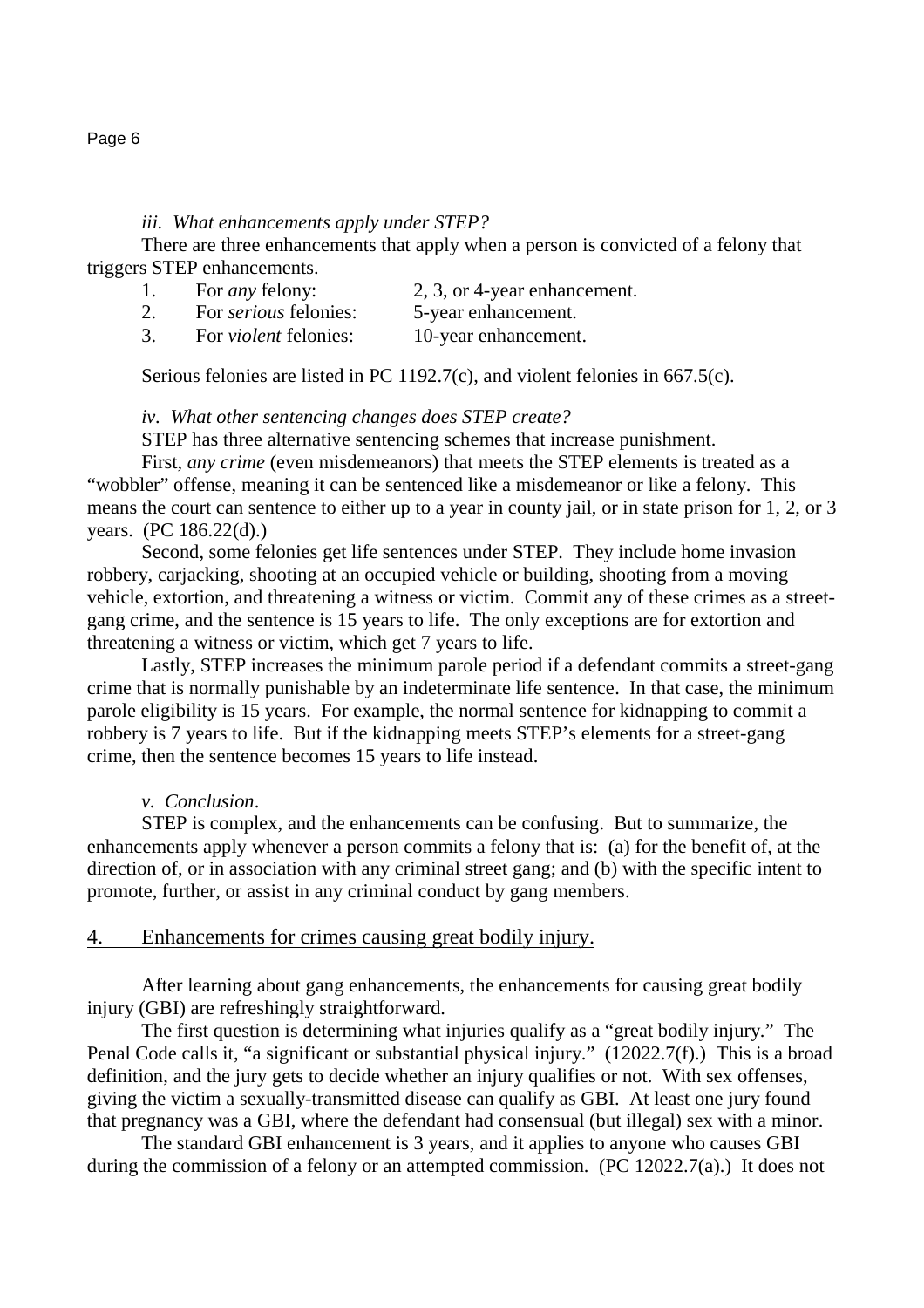*iii. What enhancements apply under STEP?*

There are three enhancements that apply when a person is convicted of a felony that triggers STEP enhancements.

1. For *any* felony: 2, 3, or 4-year enhancement.
2. For *serious* felonies: 5-year enhancement.
3. For *violent* felonies: 10-year enhancement.

Serious felonies are listed in PC 1192.7(c), and violent felonies in 667.5(c).

*iv. What other sentencing changes does STEP create?*

STEP has three alternative sentencing schemes that increase punishment.

First, *any crime* (even misdemeanors) that meets the STEP elements is treated as a "wobbler" offense, meaning it can be sentenced like a misdemeanor or like a felony. This means the court can sentence to either up to a year in county jail, or in state prison for 1, 2, or 3 years. (PC 186.22(d).)

Second, some felonies get life sentences under STEP. They include home invasion robbery, carjacking, shooting at an occupied vehicle or building, shooting from a moving vehicle, extortion, and threatening a witness or victim. Commit any of these crimes as a street-gang crime, and the sentence is 15 years to life. The only exceptions are for extortion and threatening a witness or victim, which get 7 years to life.

Lastly, STEP increases the minimum parole period if a defendant commits a street-gang crime that is normally punishable by an indeterminate life sentence. In that case, the minimum parole eligibility is 15 years. For example, the normal sentence for kidnapping to commit a robbery is 7 years to life. But if the kidnapping meets STEP's elements for a street-gang crime, then the sentence becomes 15 years to life instead.

*v. Conclusion*.

STEP is complex, and the enhancements can be confusing. But to summarize, the enhancements apply whenever a person commits a felony that is: (a) for the benefit of, at the direction of, or in association with any criminal street gang; and (b) with the specific intent to promote, further, or assist in any criminal conduct by gang members.

## 4. Enhancements for crimes causing great bodily injury.

After learning about gang enhancements, the enhancements for causing great bodily injury (GBI) are refreshingly straightforward.

The first question is determining what injuries qualify as a "great bodily injury." The Penal Code calls it, "a significant or substantial physical injury." (12022.7(f).) This is a broad definition, and the jury gets to decide whether an injury qualifies or not. With sex offenses, giving the victim a sexually-transmitted disease can qualify as GBI. At least one jury found that pregnancy was a GBI, where the defendant had consensual (but illegal) sex with a minor.

The standard GBI enhancement is 3 years, and it applies to anyone who causes GBI during the commission of a felony or an attempted commission. (PC 12022.7(a).) It does not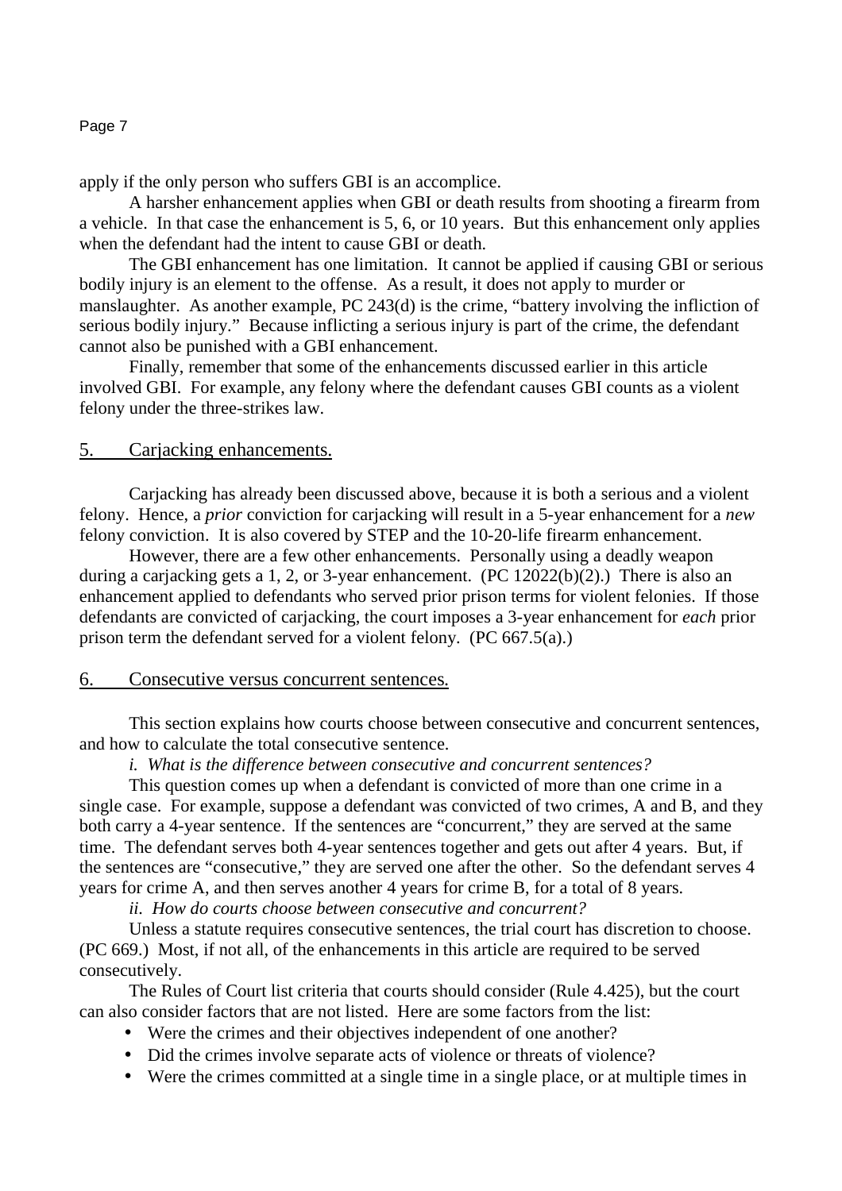apply if the only person who suffers GBI is an accomplice.

A harsher enhancement applies when GBI or death results from shooting a firearm from a vehicle. In that case the enhancement is 5, 6, or 10 years. But this enhancement only applies when the defendant had the intent to cause GBI or death.

The GBI enhancement has one limitation. It cannot be applied if causing GBI or serious bodily injury is an element to the offense. As a result, it does not apply to murder or manslaughter. As another example, PC 243(d) is the crime, "battery involving the infliction of serious bodily injury." Because inflicting a serious injury is part of the crime, the defendant cannot also be punished with a GBI enhancement.

Finally, remember that some of the enhancements discussed earlier in this article involved GBI. For example, any felony where the defendant causes GBI counts as a violent felony under the three-strikes law.

## 5. Carjacking enhancements.

Carjacking has already been discussed above, because it is both a serious and a violent felony. Hence, a *prior* conviction for carjacking will result in a 5-year enhancement for a *new* felony conviction. It is also covered by STEP and the 10-20-life firearm enhancement.

However, there are a few other enhancements. Personally using a deadly weapon during a carjacking gets a 1, 2, or 3-year enhancement. (PC 12022(b)(2).) There is also an enhancement applied to defendants who served prior prison terms for violent felonies. If those defendants are convicted of carjacking, the court imposes a 3-year enhancement for *each* prior prison term the defendant served for a violent felony. (PC 667.5(a).)

## 6. Consecutive versus concurrent sentences.

This section explains how courts choose between consecutive and concurrent sentences, and how to calculate the total consecutive sentence.

*i. What is the difference between consecutive and concurrent sentences?*

This question comes up when a defendant is convicted of more than one crime in a single case. For example, suppose a defendant was convicted of two crimes, A and B, and they both carry a 4-year sentence. If the sentences are "concurrent," they are served at the same time. The defendant serves both 4-year sentences together and gets out after 4 years. But, if the sentences are "consecutive," they are served one after the other. So the defendant serves 4 years for crime A, and then serves another 4 years for crime B, for a total of 8 years.

*ii. How do courts choose between consecutive and concurrent?*

Unless a statute requires consecutive sentences, the trial court has discretion to choose. (PC 669.) Most, if not all, of the enhancements in this article are required to be served consecutively.

The Rules of Court list criteria that courts should consider (Rule 4.425), but the court can also consider factors that are not listed. Here are some factors from the list:

- Were the crimes and their objectives independent of one another?
- Did the crimes involve separate acts of violence or threats of violence?
- Were the crimes committed at a single time in a single place, or at multiple times in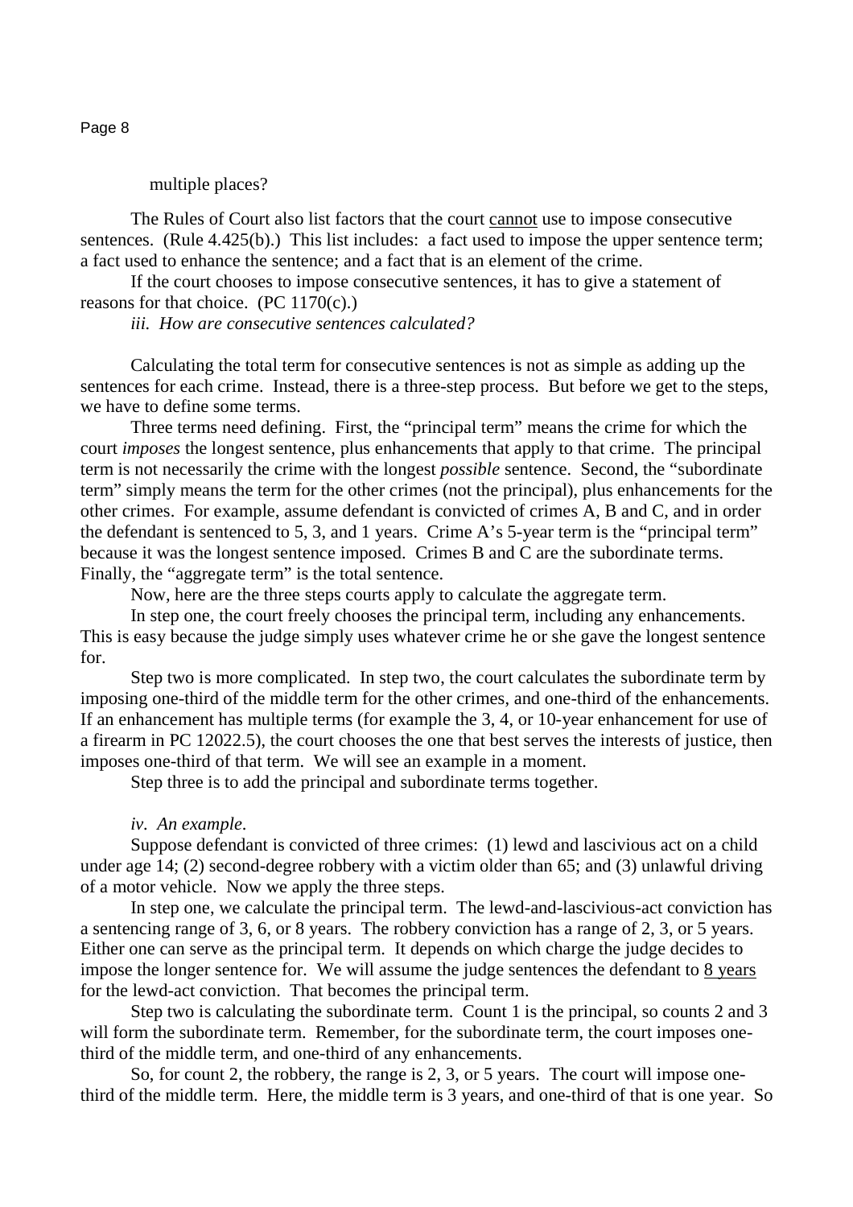multiple places?

The Rules of Court also list factors that the court <u>cannot</u> use to impose consecutive sentences. (Rule 4.425(b).) This list includes: a fact used to impose the upper sentence term; a fact used to enhance the sentence; and a fact that is an element of the crime.

If the court chooses to impose consecutive sentences, it has to give a statement of reasons for that choice. (PC 1170(c).)

*iii. How are consecutive sentences calculated?*

Calculating the total term for consecutive sentences is not as simple as adding up the sentences for each crime. Instead, there is a three-step process. But before we get to the steps, we have to define some terms.

Three terms need defining. First, the "principal term" means the crime for which the court *imposes* the longest sentence, plus enhancements that apply to that crime. The principal term is not necessarily the crime with the longest *possible* sentence. Second, the "subordinate term" simply means the term for the other crimes (not the principal), plus enhancements for the other crimes. For example, assume defendant is convicted of crimes A, B and C, and in order the defendant is sentenced to 5, 3, and 1 years. Crime A's 5-year term is the "principal term" because it was the longest sentence imposed. Crimes B and C are the subordinate terms. Finally, the "aggregate term" is the total sentence.

Now, here are the three steps courts apply to calculate the aggregate term.

In step one, the court freely chooses the principal term, including any enhancements. This is easy because the judge simply uses whatever crime he or she gave the longest sentence for.

Step two is more complicated. In step two, the court calculates the subordinate term by imposing one-third of the middle term for the other crimes, and one-third of the enhancements. If an enhancement has multiple terms (for example the 3, 4, or 10-year enhancement for use of a firearm in PC 12022.5), the court chooses the one that best serves the interests of justice, then imposes one-third of that term. We will see an example in a moment.

Step three is to add the principal and subordinate terms together.

*iv. An example.*

Suppose defendant is convicted of three crimes: (1) lewd and lascivious act on a child under age 14; (2) second-degree robbery with a victim older than 65; and (3) unlawful driving of a motor vehicle. Now we apply the three steps.

In step one, we calculate the principal term. The lewd-and-lascivious-act conviction has a sentencing range of 3, 6, or 8 years. The robbery conviction has a range of 2, 3, or 5 years. Either one can serve as the principal term. It depends on which charge the judge decides to impose the longer sentence for. We will assume the judge sentences the defendant to <u>8 years</u> for the lewd-act conviction. That becomes the principal term.

Step two is calculating the subordinate term. Count 1 is the principal, so counts 2 and 3 will form the subordinate term. Remember, for the subordinate term, the court imposes one-third of the middle term, and one-third of any enhancements.

So, for count 2, the robbery, the range is 2, 3, or 5 years. The court will impose one-third of the middle term. Here, the middle term is 3 years, and one-third of that is one year. So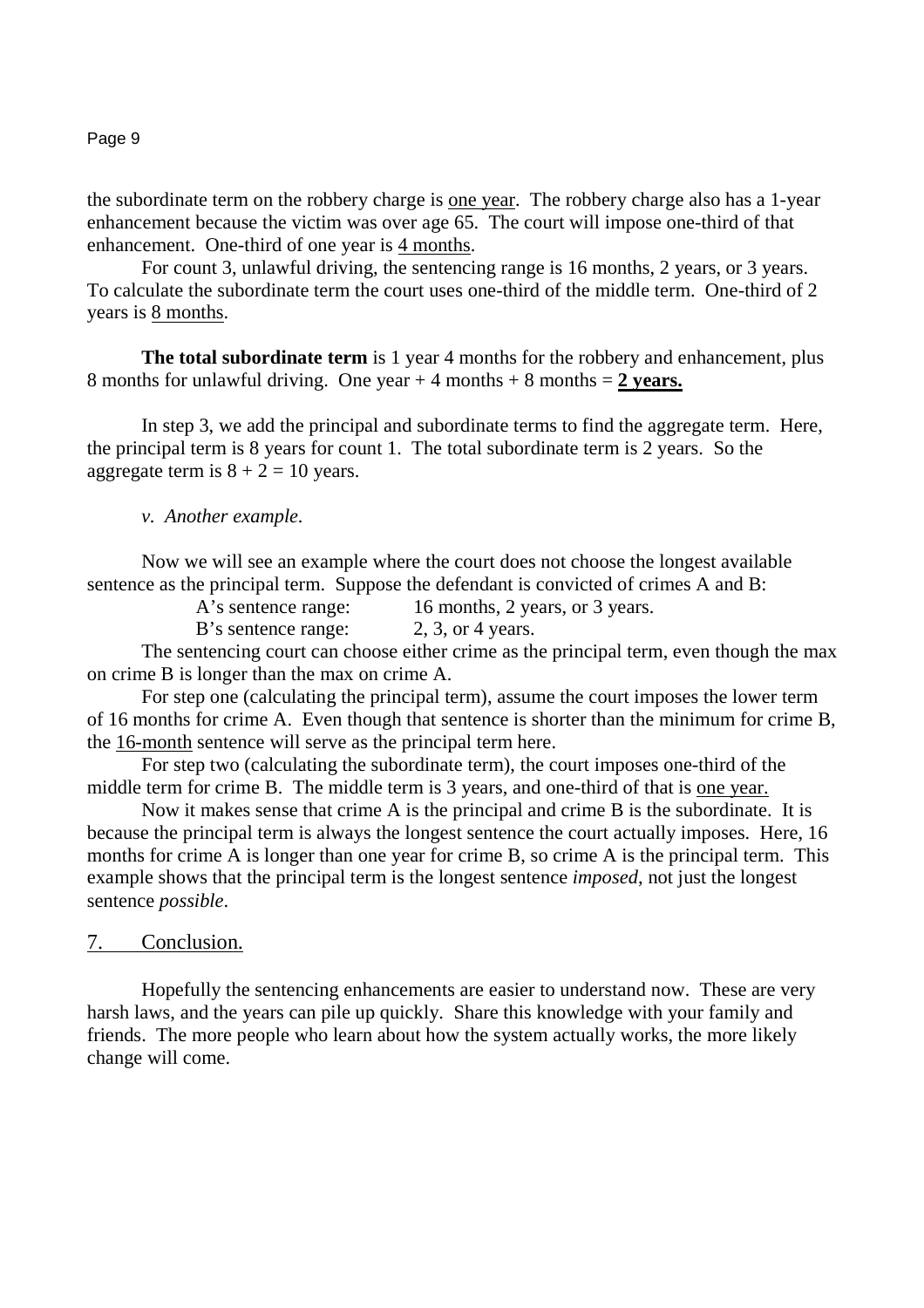the subordinate term on the robbery charge is <u>one year</u>. The robbery charge also has a 1-year enhancement because the victim was over age 65. The court will impose one-third of that enhancement. One-third of one year is <u>4 months</u>.

For count 3, unlawful driving, the sentencing range is 16 months, 2 years, or 3 years. To calculate the subordinate term the court uses one-third of the middle term. One-third of 2 years is <u>8 months</u>.

**The total subordinate term** is 1 year 4 months for the robbery and enhancement, plus 8 months for unlawful driving. One year + 4 months + 8 months = **<u>2 years.</u>**

In step 3, we add the principal and subordinate terms to find the aggregate term. Here, the principal term is 8 years for count 1. The total subordinate term is 2 years. So the aggregate term is 8 + 2 = 10 years.

*v. Another example.*

Now we will see an example where the court does not choose the longest available sentence as the principal term. Suppose the defendant is convicted of crimes A and B:

A's sentence range: 16 months, 2 years, or 3 years.
B's sentence range: 2, 3, or 4 years.

The sentencing court can choose either crime as the principal term, even though the max on crime B is longer than the max on crime A.

For step one (calculating the principal term), assume the court imposes the lower term of 16 months for crime A. Even though that sentence is shorter than the minimum for crime B, the <u>16-month</u> sentence will serve as the principal term here.

For step two (calculating the subordinate term), the court imposes one-third of the middle term for crime B. The middle term is 3 years, and one-third of that is <u>one year.</u>

Now it makes sense that crime A is the principal and crime B is the subordinate. It is because the principal term is always the longest sentence the court actually imposes. Here, 16 months for crime A is longer than one year for crime B, so crime A is the principal term. This example shows that the principal term is the longest sentence *imposed*, not just the longest sentence *possible*.

## 7. Conclusion.

Hopefully the sentencing enhancements are easier to understand now. These are very harsh laws, and the years can pile up quickly. Share this knowledge with your family and friends. The more people who learn about how the system actually works, the more likely change will come.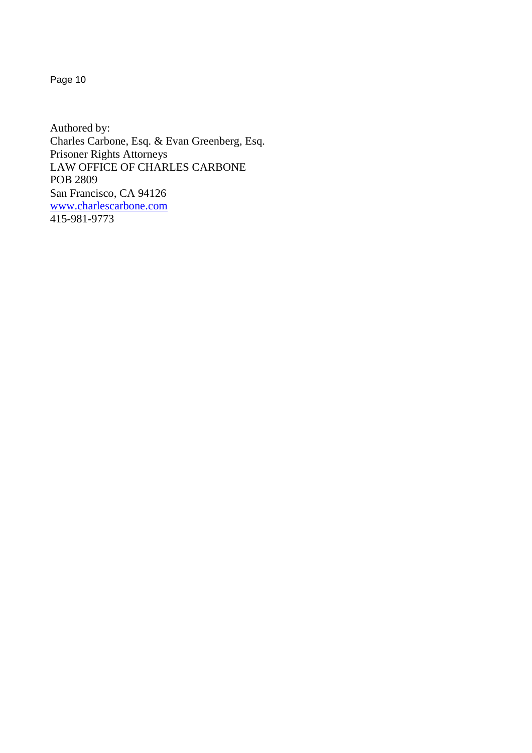Authored by:
Charles Carbone, Esq. & Evan Greenberg, Esq.
Prisoner Rights Attorneys
LAW OFFICE OF CHARLES CARBONE
POB 2809
San Francisco, CA 94126
www.charlescarbone.com
415-981-9773